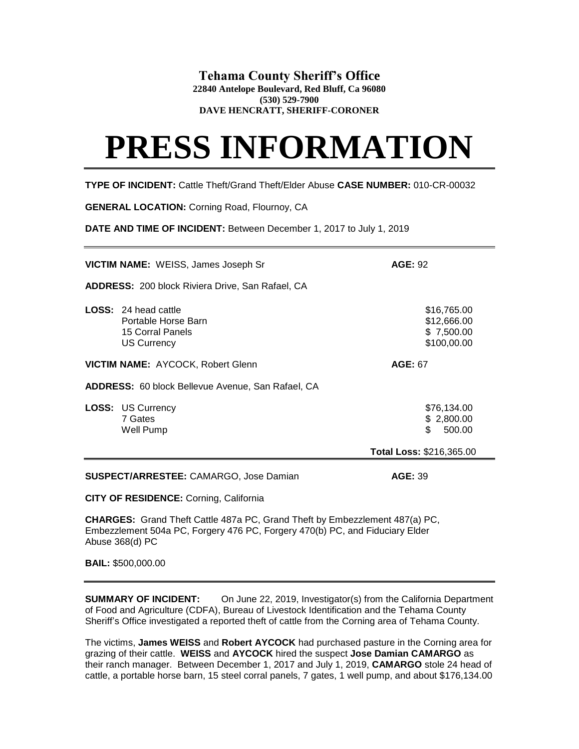**Tehama County Sheriff's Office**
**22840 Antelope Boulevard, Red Bluff, Ca 96080**
**(530) 529-7900**
**DAVE HENCRATT, SHERIFF-CORONER**

# PRESS INFORMATION

**TYPE OF INCIDENT:** Cattle Theft/Grand Theft/Elder Abuse **CASE NUMBER:** 010-CR-00032

**GENERAL LOCATION:** Corning Road, Flournoy, CA

**DATE AND TIME OF INCIDENT:** Between December 1, 2017 to July 1, 2019

---

**VICTIM NAME:** WEISS, James Joseph Sr **AGE:** 92

**ADDRESS:** 200 block Riviera Drive, San Rafael, CA

| **LOSS:** | |
|---|---|
| 24 head cattle | $16,765.00 |
| Portable Horse Barn | $12,666.00 |
| 15 Corral Panels | $ 7,500.00 |
| US Currency | $100,00.00 |

**VICTIM NAME:** AYCOCK, Robert Glenn **AGE:** 67

**ADDRESS:** 60 block Bellevue Avenue, San Rafael, CA

| **LOSS:** | |
|---|---|
| US Currency | $76,134.00 |
| 7 Gates | $ 2,800.00 |
| Well Pump | $ 500.00 |

**Total Loss:** $216,365.00

---

**SUSPECT/ARRESTEE:** CAMARGO, Jose Damian **AGE:** 39

**CITY OF RESIDENCE:** Corning, California

**CHARGES:** Grand Theft Cattle 487a PC, Grand Theft by Embezzlement 487(a) PC, Embezzlement 504a PC, Forgery 476 PC, Forgery 470(b) PC, and Fiduciary Elder Abuse 368(d) PC

**BAIL:** $500,000.00

---

**SUMMARY OF INCIDENT:** On June 22, 2019, Investigator(s) from the California Department of Food and Agriculture (CDFA), Bureau of Livestock Identification and the Tehama County Sheriff's Office investigated a reported theft of cattle from the Corning area of Tehama County.

The victims, **James WEISS** and **Robert AYCOCK** had purchased pasture in the Corning area for grazing of their cattle. **WEISS** and **AYCOCK** hired the suspect **Jose Damian CAMARGO** as their ranch manager. Between December 1, 2017 and July 1, 2019, **CAMARGO** stole 24 head of cattle, a portable horse barn, 15 steel corral panels, 7 gates, 1 well pump, and about $176,134.00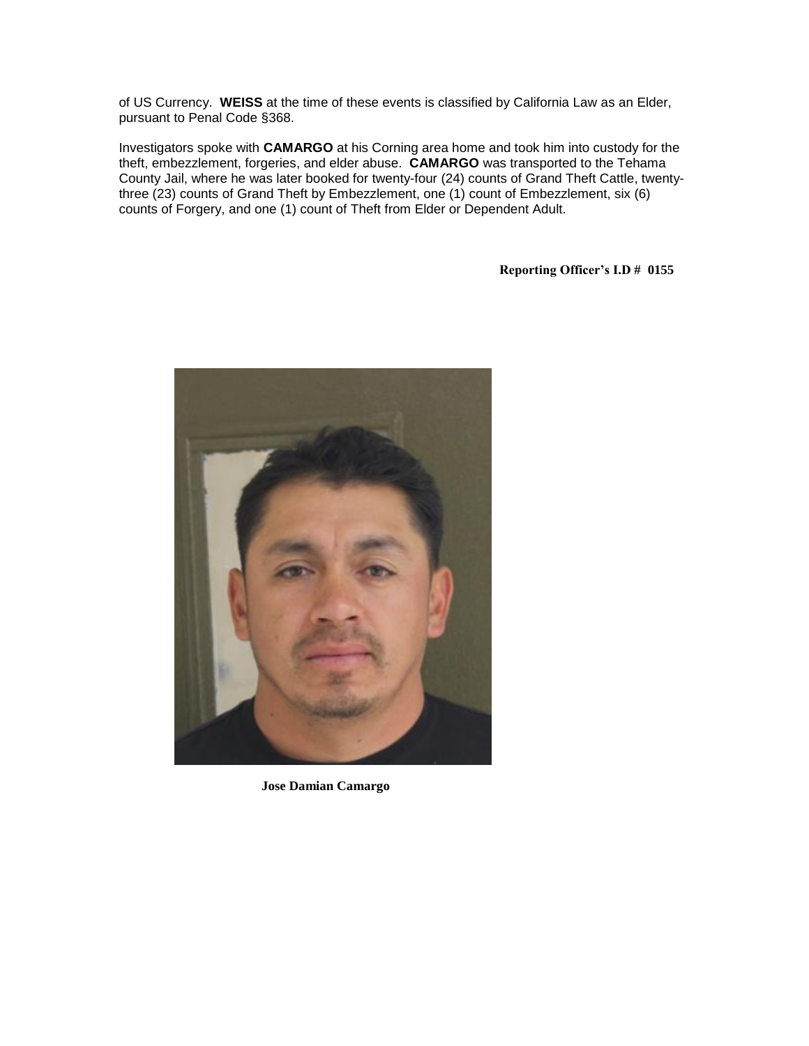of US Currency. **WEISS** at the time of these events is classified by California Law as an Elder, pursuant to Penal Code §368.

Investigators spoke with **CAMARGO** at his Corning area home and took him into custody for the theft, embezzlement, forgeries, and elder abuse. **CAMARGO** was transported to the Tehama County Jail, where he was later booked for twenty-four (24) counts of Grand Theft Cattle, twenty-three (23) counts of Grand Theft by Embezzlement, one (1) count of Embezzlement, six (6) counts of Forgery, and one (1) count of Theft from Elder or Dependent Adult.

**Reporting Officer's I.D # 0155**

**Jose Damian Camargo**